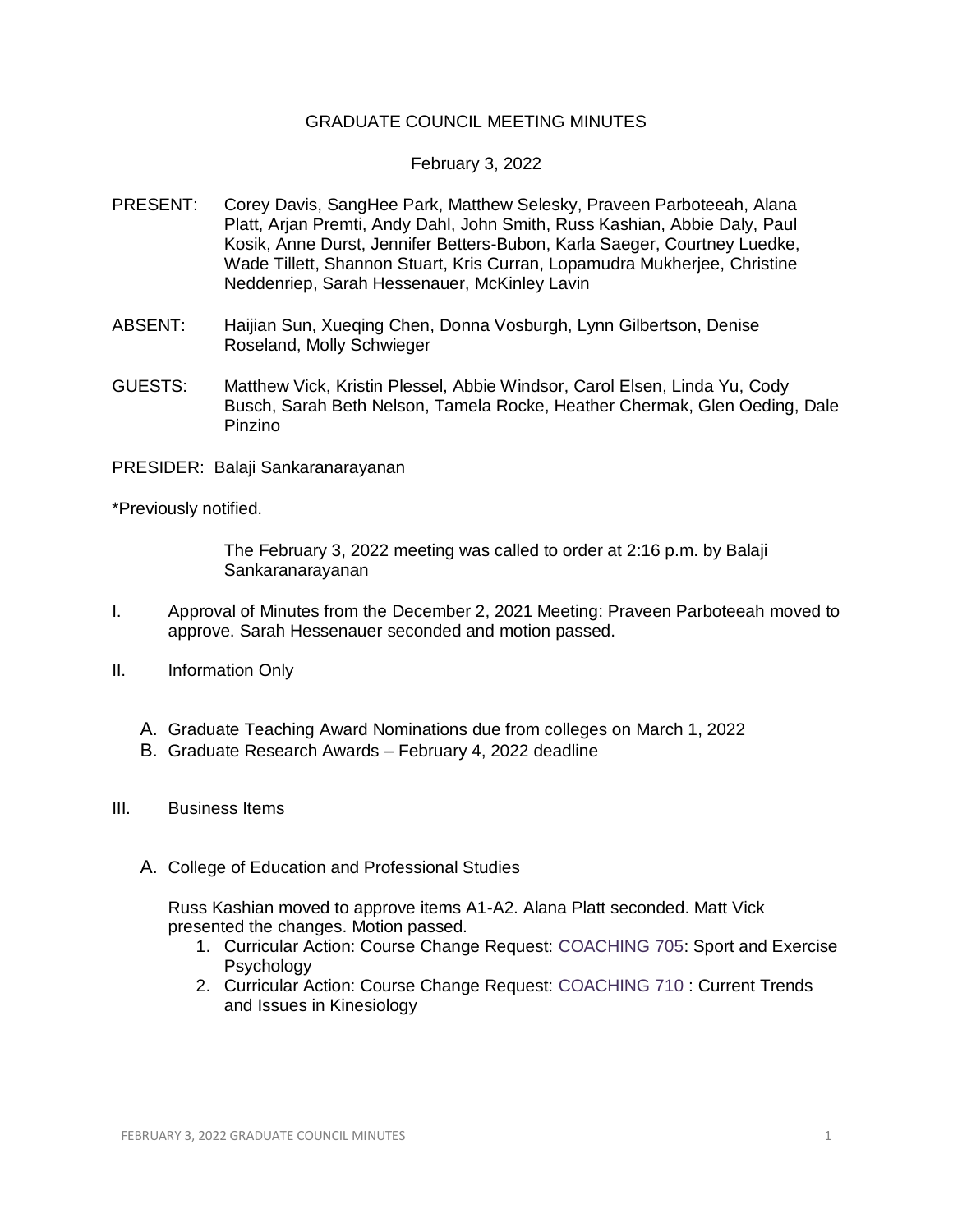# GRADUATE COUNCIL MEETING MINUTES

February 3, 2022

PRESENT: Corey Davis, SangHee Park, Matthew Selesky, Praveen Parboteeah, Alana Platt, Arjan Premti, Andy Dahl, John Smith, Russ Kashian, Abbie Daly, Paul Kosik, Anne Durst, Jennifer Betters-Bubon, Karla Saeger, Courtney Luedke, Wade Tillett, Shannon Stuart, Kris Curran, Lopamudra Mukherjee, Christine Neddenriep, Sarah Hessenauer, McKinley Lavin

ABSENT: Haijian Sun, Xueqing Chen, Donna Vosburgh, Lynn Gilbertson, Denise Roseland, Molly Schwieger

GUESTS: Matthew Vick, Kristin Plessel, Abbie Windsor, Carol Elsen, Linda Yu, Cody Busch, Sarah Beth Nelson, Tamela Rocke, Heather Chermak, Glen Oeding, Dale Pinzino

PRESIDER: Balaji Sankaranarayanan

*Previously notified.

The February 3, 2022 meeting was called to order at 2:16 p.m. by Balaji Sankaranarayanan

I. Approval of Minutes from the December 2, 2021 Meeting: Praveen Parboteeah moved to approve. Sarah Hessenauer seconded and motion passed.

II. Information Only

A. Graduate Teaching Award Nominations due from colleges on March 1, 2022
B. Graduate Research Awards – February 4, 2022 deadline

III. Business Items

A. College of Education and Professional Studies

Russ Kashian moved to approve items A1-A2. Alana Platt seconded. Matt Vick presented the changes. Motion passed.

1. Curricular Action: Course Change Request: COACHING 705: Sport and Exercise Psychology
2. Curricular Action: Course Change Request: COACHING 710 : Current Trends and Issues in Kinesiology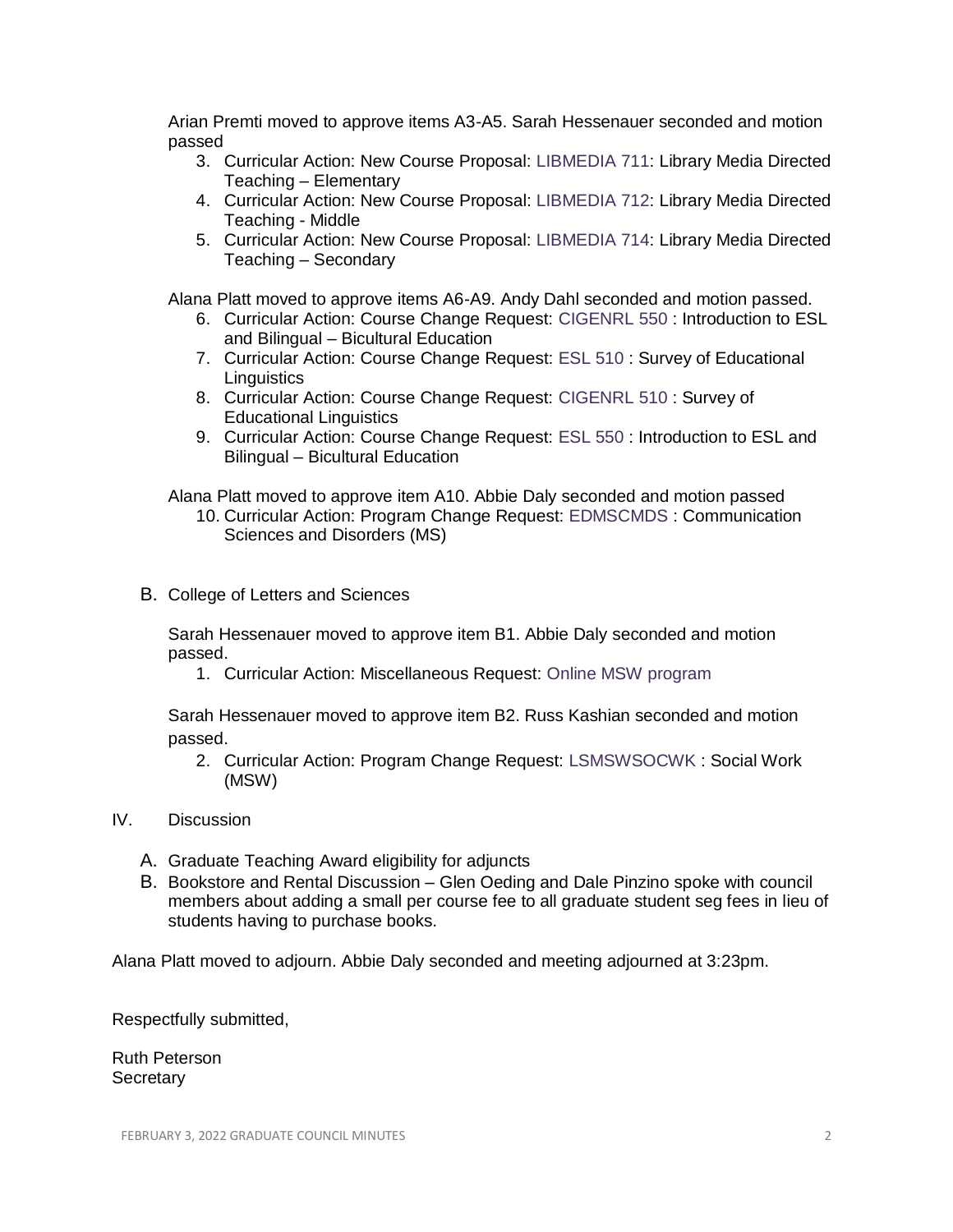Arian Premti moved to approve items A3-A5. Sarah Hessenauer seconded and motion passed

3. Curricular Action: New Course Proposal: LIBMEDIA 711: Library Media Directed Teaching – Elementary
4. Curricular Action: New Course Proposal: LIBMEDIA 712: Library Media Directed Teaching - Middle
5. Curricular Action: New Course Proposal: LIBMEDIA 714: Library Media Directed Teaching – Secondary

Alana Platt moved to approve items A6-A9. Andy Dahl seconded and motion passed.

6. Curricular Action: Course Change Request: CIGENRL 550 : Introduction to ESL and Bilingual – Bicultural Education
7. Curricular Action: Course Change Request: ESL 510 : Survey of Educational Linguistics
8. Curricular Action: Course Change Request: CIGENRL 510 : Survey of Educational Linguistics
9. Curricular Action: Course Change Request: ESL 550 : Introduction to ESL and Bilingual – Bicultural Education

Alana Platt moved to approve item A10. Abbie Daly seconded and motion passed

10. Curricular Action: Program Change Request: EDMSCMDS : Communication Sciences and Disorders (MS)

B. College of Letters and Sciences

Sarah Hessenauer moved to approve item B1. Abbie Daly seconded and motion passed.

1. Curricular Action: Miscellaneous Request: Online MSW program

Sarah Hessenauer moved to approve item B2. Russ Kashian seconded and motion passed.

2. Curricular Action: Program Change Request: LSMSWSOCWK : Social Work (MSW)

IV. Discussion

A. Graduate Teaching Award eligibility for adjuncts
B. Bookstore and Rental Discussion – Glen Oeding and Dale Pinzino spoke with council members about adding a small per course fee to all graduate student seg fees in lieu of students having to purchase books.

Alana Platt moved to adjourn. Abbie Daly seconded and meeting adjourned at 3:23pm.

Respectfully submitted,

Ruth Peterson
Secretary